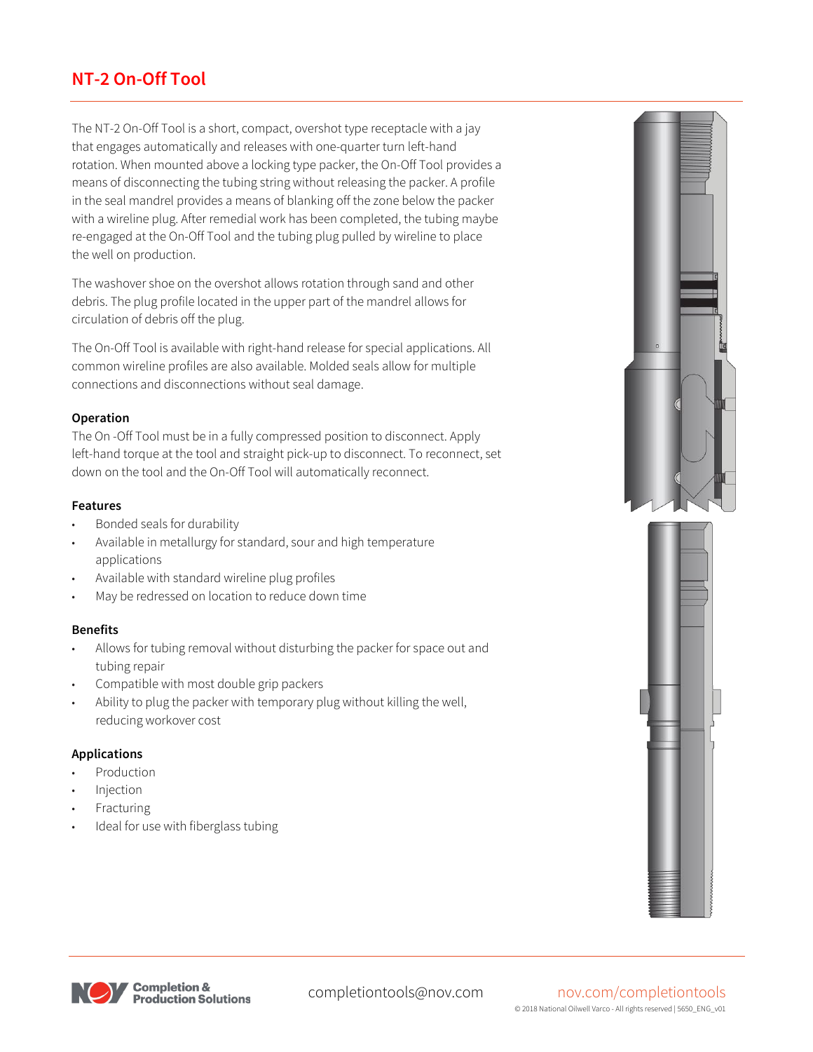# NT-2 On-Off Tool

The NT-2 On-Off Tool is a short, compact, overshot type receptacle with a jay that engages automatically and releases with one-quarter turn left-hand rotation. When mounted above a locking type packer, the On-Off Tool provides a means of disconnecting the tubing string without releasing the packer. A profile in the seal mandrel provides a means of blanking off the zone below the packer with a wireline plug. After remedial work has been completed, the tubing maybe re-engaged at the On-Off Tool and the tubing plug pulled by wireline to place the well on production.

The washover shoe on the overshot allows rotation through sand and other debris. The plug profile located in the upper part of the mandrel allows for circulation of debris off the plug.

The On-Off Tool is available with right-hand release for special applications. All common wireline profiles are also available. Molded seals allow for multiple connections and disconnections without seal damage.

### Operation

The On -Off Tool must be in a fully compressed position to disconnect. Apply left-hand torque at the tool and straight pick-up to disconnect. To reconnect, set down on the tool and the On-Off Tool will automatically reconnect.

### Features

- Bonded seals for durability
- Available in metallurgy for standard, sour and high temperature applications
- Available with standard wireline plug profiles
- May be redressed on location to reduce down time

### Benefits

- Allows for tubing removal without disturbing the packer for space out and tubing repair
- Compatible with most double grip packers
- Ability to plug the packer with temporary plug without killing the well, reducing workover cost

### Applications

- Production
- Injection
- Fracturing
- Ideal for use with fiberglass tubing

completiontools@nov.com

nov.com/completiontools

© 2018 National Oilwell Varco - All rights reserved | 5650_ENG_v01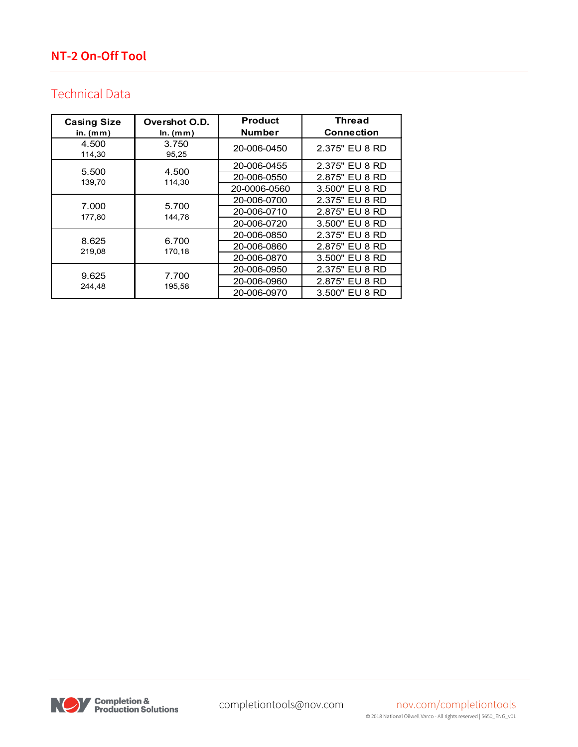## NT-2 On-Off Tool

### Technical Data

| Casing Size in. (mm) | Overshot O.D. In. (mm) | Product Number | Thread Connection |
|---|---|---|---|
| 4.500<br>114,30 | 3.750<br>95,25 | 20-006-0450 | 2.375" EU 8 RD |
| 5.500<br>139,70 | 4.500<br>114,30 | 20-006-0455 | 2.375" EU 8 RD |
| | | 20-006-0550 | 2.875" EU 8 RD |
| | | 20-0006-0560 | 3.500" EU 8 RD |
| 7.000<br>177,80 | 5.700<br>144,78 | 20-006-0700 | 2.375" EU 8 RD |
| | | 20-006-0710 | 2.875" EU 8 RD |
| | | 20-006-0720 | 3.500" EU 8 RD |
| 8.625<br>219,08 | 6.700<br>170,18 | 20-006-0850 | 2.375" EU 8 RD |
| | | 20-006-0860 | 2.875" EU 8 RD |
| | | 20-006-0870 | 3.500" EU 8 RD |
| 9.625<br>244,48 | 7.700<br>195,58 | 20-006-0950 | 2.375" EU 8 RD |
| | | 20-006-0960 | 2.875" EU 8 RD |
| | | 20-006-0970 | 3.500" EU 8 RD |

Completion & Production Solutions

completiontools@nov.com

nov.com/completiontools

© 2018 National Oilwell Varco - All rights reserved | 5650_ENG_v01